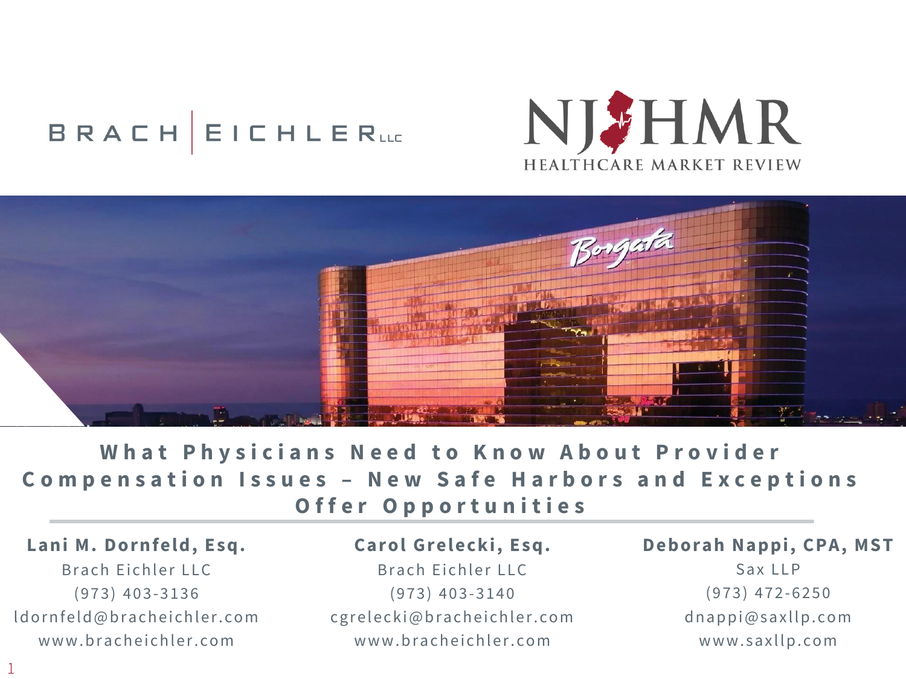BRACH | EICHLER LLC

NJHMR HEALTHCARE MARKET REVIEW

# What Physicians Need to Know About Provider Compensation Issues – New Safe Harbors and Exceptions Offer Opportunities

**Lani M. Dornfeld, Esq.**
Brach Eichler LLC
(973) 403-3136
ldornfeld@bracheichler.com
www.bracheichler.com

**Carol Grelecki, Esq.**
Brach Eichler LLC
(973) 403-3140
cgrelecki@bracheichler.com
www.bracheichler.com

**Deborah Nappi, CPA, MST**
Sax LLP
(973) 472-6250
dnappi@saxllp.com
www.saxllp.com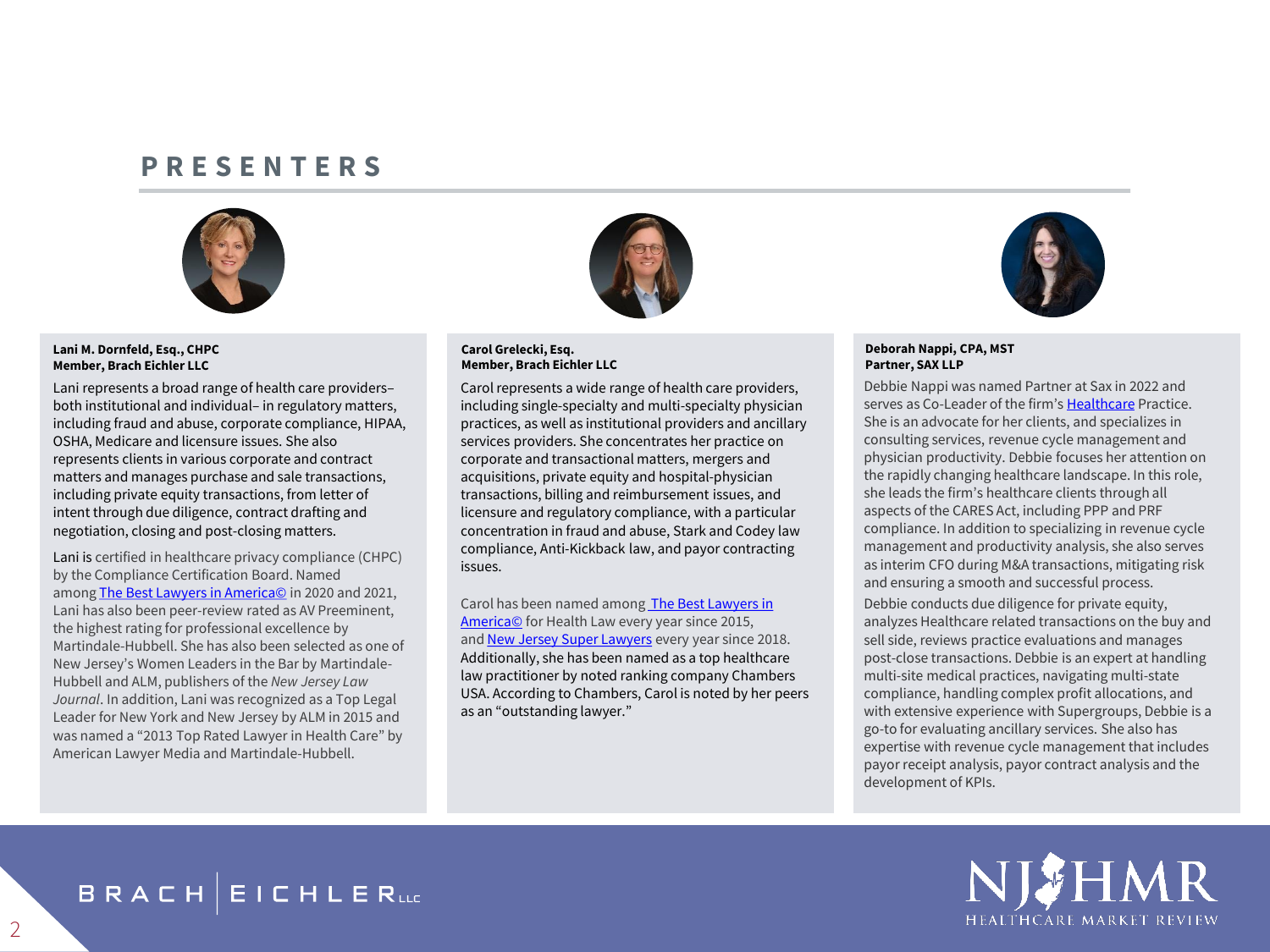# PRESENTERS

**Lani M. Dornfeld, Esq., CHPC**
**Member, Brach Eichler LLC**

Lani represents a broad range of health care providers– both institutional and individual– in regulatory matters, including fraud and abuse, corporate compliance, HIPAA, OSHA, Medicare and licensure issues. She also represents clients in various corporate and contract matters and manages purchase and sale transactions, including private equity transactions, from letter of intent through due diligence, contract drafting and negotiation, closing and post-closing matters.

Lani is certified in healthcare privacy compliance (CHPC) by the Compliance Certification Board. Named among The Best Lawyers in America© in 2020 and 2021, Lani has also been peer-review rated as AV Preeminent, the highest rating for professional excellence by Martindale-Hubbell. She has also been selected as one of New Jersey's Women Leaders in the Bar by Martindale-Hubbell and ALM, publishers of the *New Jersey Law Journal*. In addition, Lani was recognized as a Top Legal Leader for New York and New Jersey by ALM in 2015 and was named a "2013 Top Rated Lawyer in Health Care" by American Lawyer Media and Martindale-Hubbell.

**Carol Grelecki, Esq.**
**Member, Brach Eichler LLC**

Carol represents a wide range of health care providers, including single-specialty and multi-specialty physician practices, as well as institutional providers and ancillary services providers. She concentrates her practice on corporate and transactional matters, mergers and acquisitions, private equity and hospital-physician transactions, billing and reimbursement issues, and licensure and regulatory compliance, with a particular concentration in fraud and abuse, Stark and Codey law compliance, Anti-Kickback law, and payor contracting issues.

Carol has been named among The Best Lawyers in America© for Health Law every year since 2015, and New Jersey Super Lawyers every year since 2018. Additionally, she has been named as a top healthcare law practitioner by noted ranking company Chambers USA. According to Chambers, Carol is noted by her peers as an "outstanding lawyer."

**Deborah Nappi, CPA, MST**
**Partner, SAX LLP**

Debbie Nappi was named Partner at Sax in 2022 and serves as Co-Leader of the firm's Healthcare Practice. She is an advocate for her clients, and specializes in consulting services, revenue cycle management and physician productivity. Debbie focuses her attention on the rapidly changing healthcare landscape. In this role, she leads the firm's healthcare clients through all aspects of the CARES Act, including PPP and PRF compliance. In addition to specializing in revenue cycle management and productivity analysis, she also serves as interim CFO during M&A transactions, mitigating risk and ensuring a smooth and successful process.

Debbie conducts due diligence for private equity, analyzes Healthcare related transactions on the buy and sell side, reviews practice evaluations and manages post-close transactions. Debbie is an expert at handling multi-site medical practices, navigating multi-state compliance, handling complex profit allocations, and with extensive experience with Supergroups, Debbie is a go-to for evaluating ancillary services. She also has expertise with revenue cycle management that includes payor receipt analysis, payor contract analysis and the development of KPIs.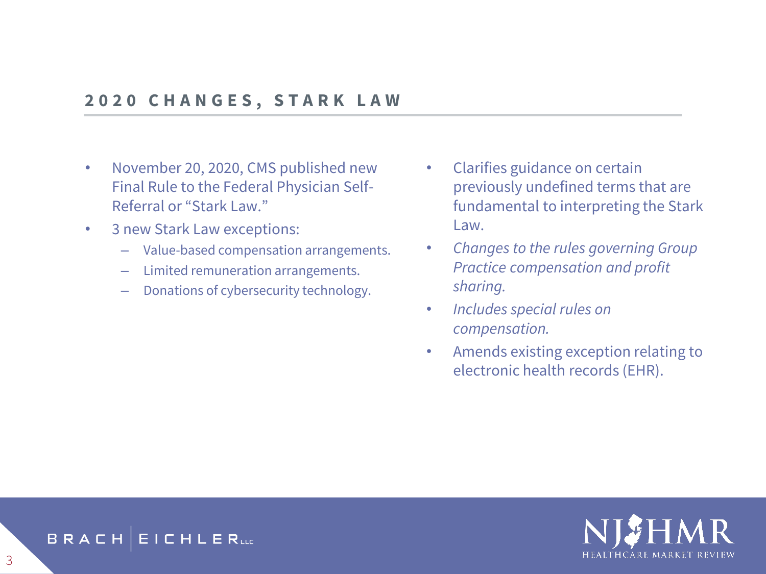## 2020 CHANGES, STARK LAW

- November 20, 2020, CMS published new Final Rule to the Federal Physician Self-Referral or "Stark Law."
- 3 new Stark Law exceptions:
  - Value-based compensation arrangements.
  - Limited remuneration arrangements.
  - Donations of cybersecurity technology.
- Clarifies guidance on certain previously undefined terms that are fundamental to interpreting the Stark Law.
- *Changes to the rules governing Group Practice compensation and profit sharing.*
- *Includes special rules on compensation.*
- Amends existing exception relating to electronic health records (EHR).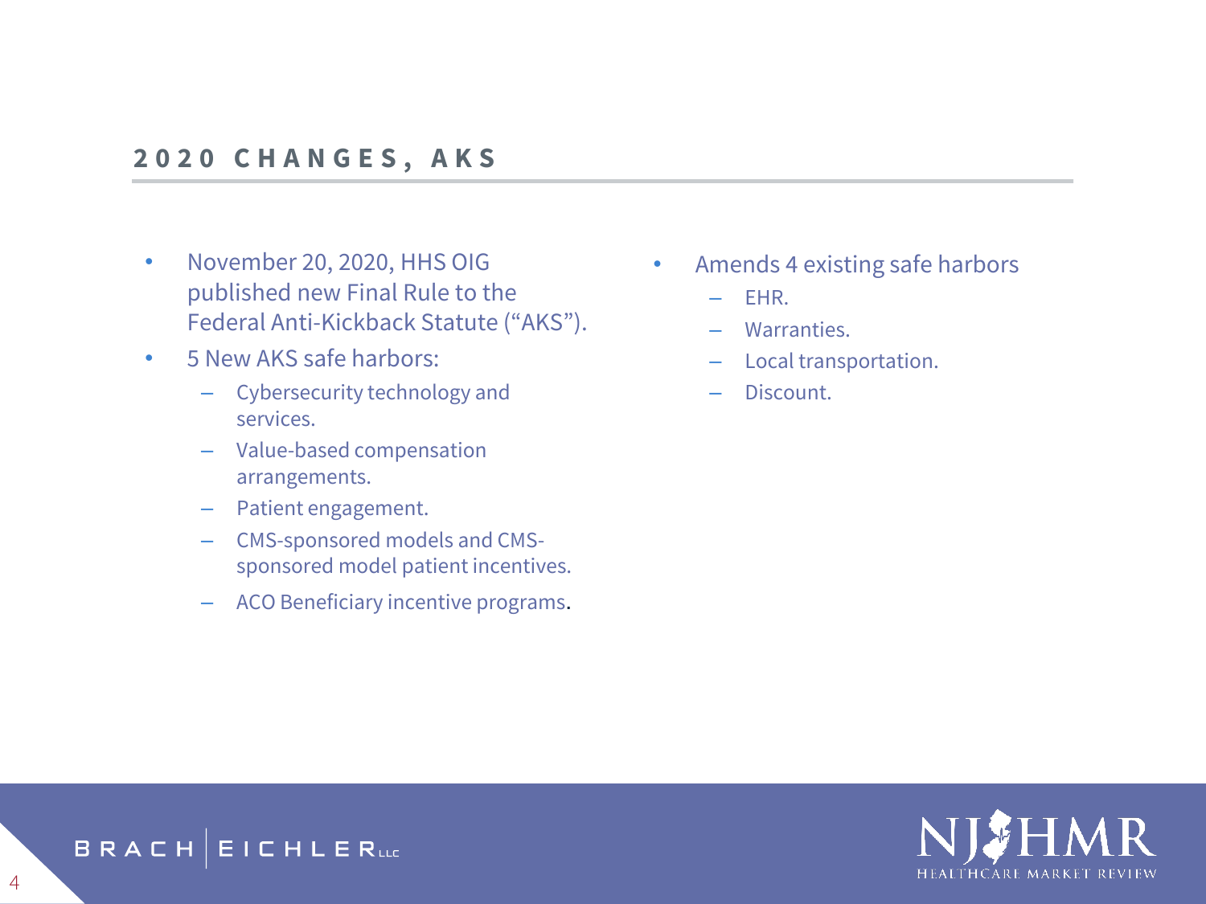## 2020 CHANGES, AKS

- November 20, 2020, HHS OIG published new Final Rule to the Federal Anti-Kickback Statute ("AKS").
- 5 New AKS safe harbors:
  - Cybersecurity technology and services.
  - Value-based compensation arrangements.
  - Patient engagement.
  - CMS-sponsored models and CMS-sponsored model patient incentives.
  - ACO Beneficiary incentive programs.
- Amends 4 existing safe harbors
  - EHR.
  - Warranties.
  - Local transportation.
  - Discount.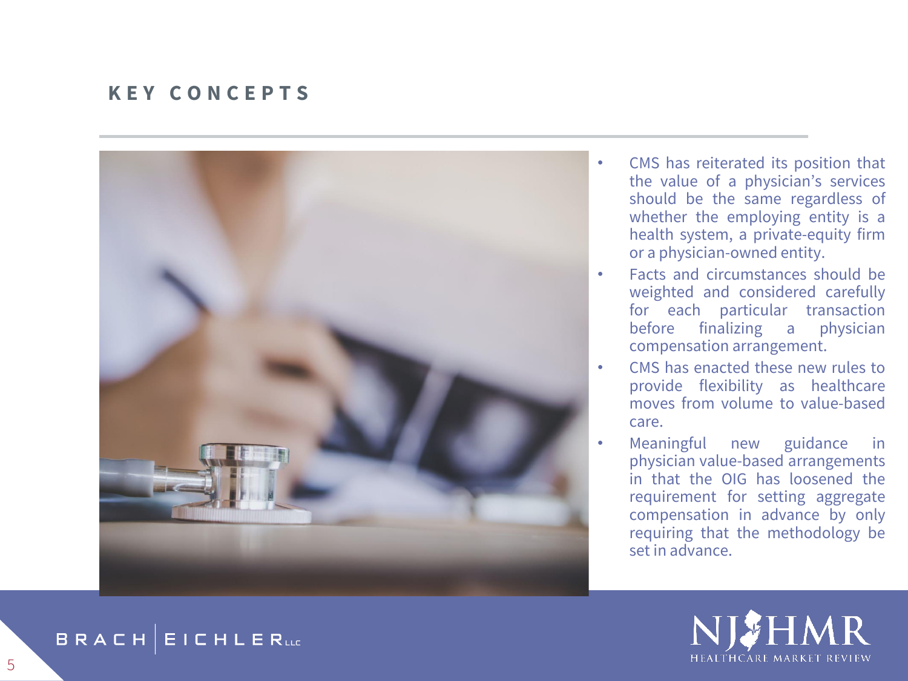## KEY CONCEPTS

- CMS has reiterated its position that the value of a physician's services should be the same regardless of whether the employing entity is a health system, a private-equity firm or a physician-owned entity.
- Facts and circumstances should be weighted and considered carefully for each particular transaction before finalizing a physician compensation arrangement.
- CMS has enacted these new rules to provide flexibility as healthcare moves from volume to value-based care.
- Meaningful new guidance in physician value-based arrangements in that the OIG has loosened the requirement for setting aggregate compensation in advance by only requiring that the methodology be set in advance.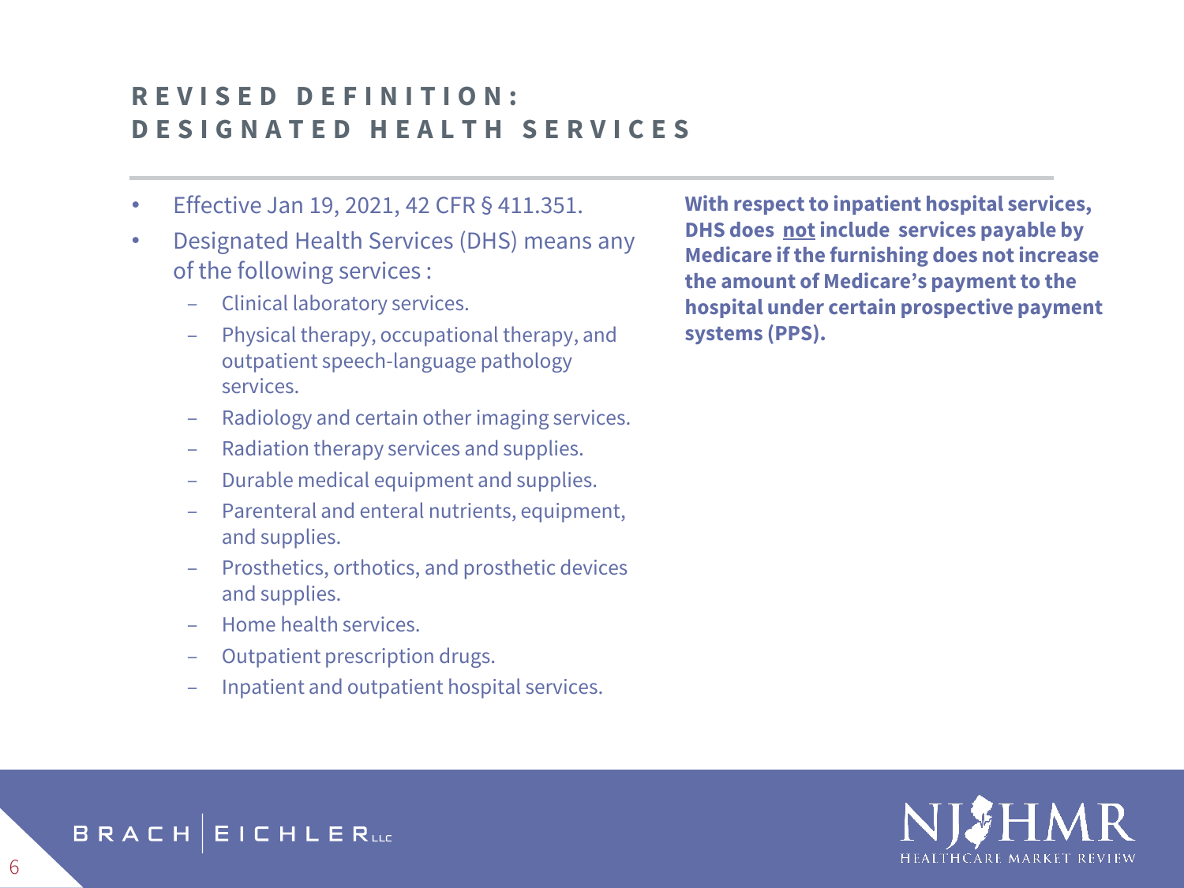# REVISED DEFINITION: DESIGNATED HEALTH SERVICES

- Effective Jan 19, 2021, 42 CFR § 411.351.
- Designated Health Services (DHS) means any of the following services :
  - Clinical laboratory services.
  - Physical therapy, occupational therapy, and outpatient speech-language pathology services.
  - Radiology and certain other imaging services.
  - Radiation therapy services and supplies.
  - Durable medical equipment and supplies.
  - Parenteral and enteral nutrients, equipment, and supplies.
  - Prosthetics, orthotics, and prosthetic devices and supplies.
  - Home health services.
  - Outpatient prescription drugs.
  - Inpatient and outpatient hospital services.

**With respect to inpatient hospital services, DHS does not include services payable by Medicare if the furnishing does not increase the amount of Medicare's payment to the hospital under certain prospective payment systems (PPS).**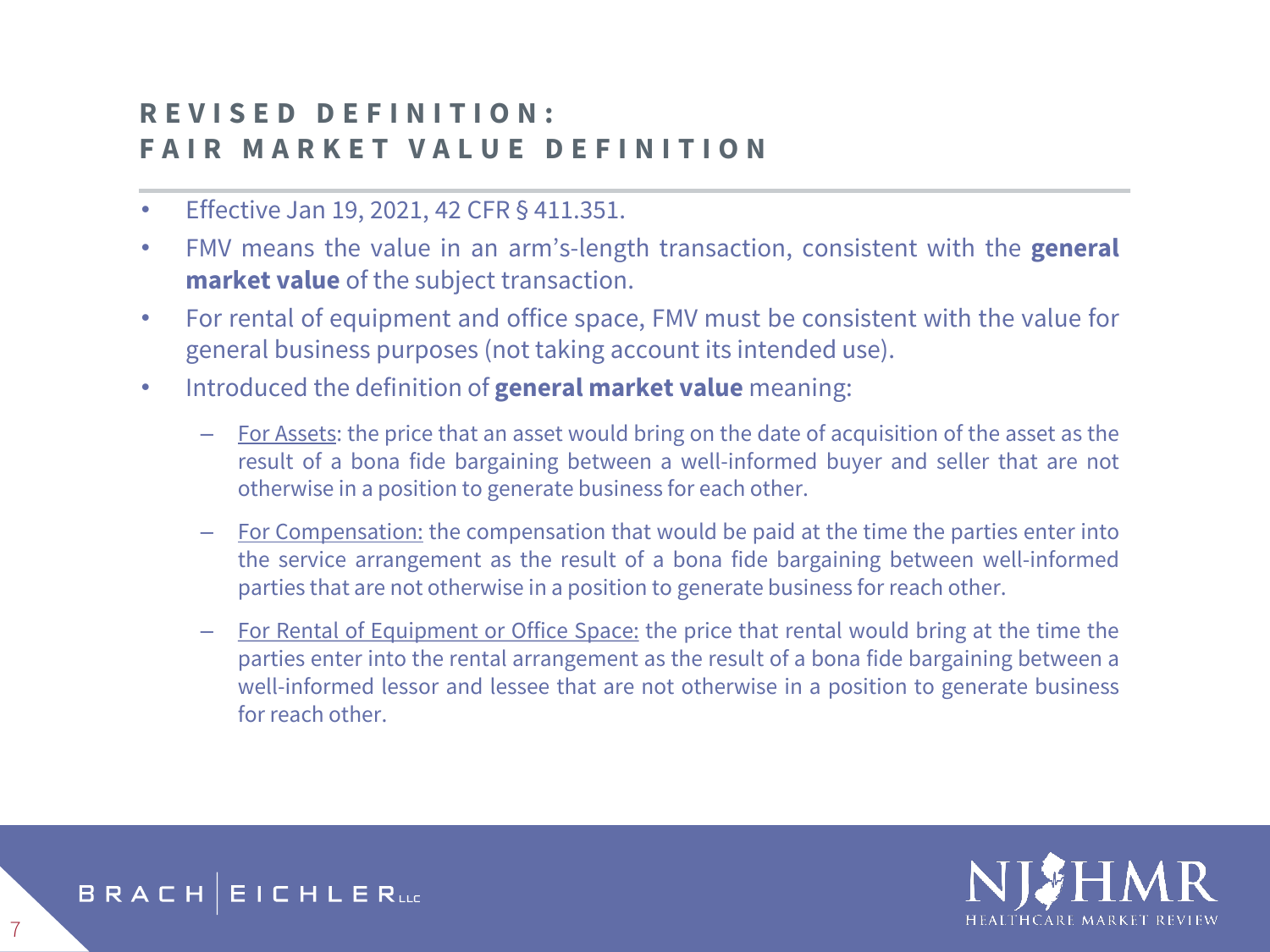# REVISED DEFINITION: FAIR MARKET VALUE DEFINITION

- Effective Jan 19, 2021, 42 CFR § 411.351.
- FMV means the value in an arm's-length transaction, consistent with the **general market value** of the subject transaction.
- For rental of equipment and office space, FMV must be consistent with the value for general business purposes (not taking account its intended use).
- Introduced the definition of **general market value** meaning:
  - For Assets: the price that an asset would bring on the date of acquisition of the asset as the result of a bona fide bargaining between a well-informed buyer and seller that are not otherwise in a position to generate business for each other.
  - For Compensation: the compensation that would be paid at the time the parties enter into the service arrangement as the result of a bona fide bargaining between well-informed parties that are not otherwise in a position to generate business for reach other.
  - For Rental of Equipment or Office Space: the price that rental would bring at the time the parties enter into the rental arrangement as the result of a bona fide bargaining between a well-informed lessor and lessee that are not otherwise in a position to generate business for reach other.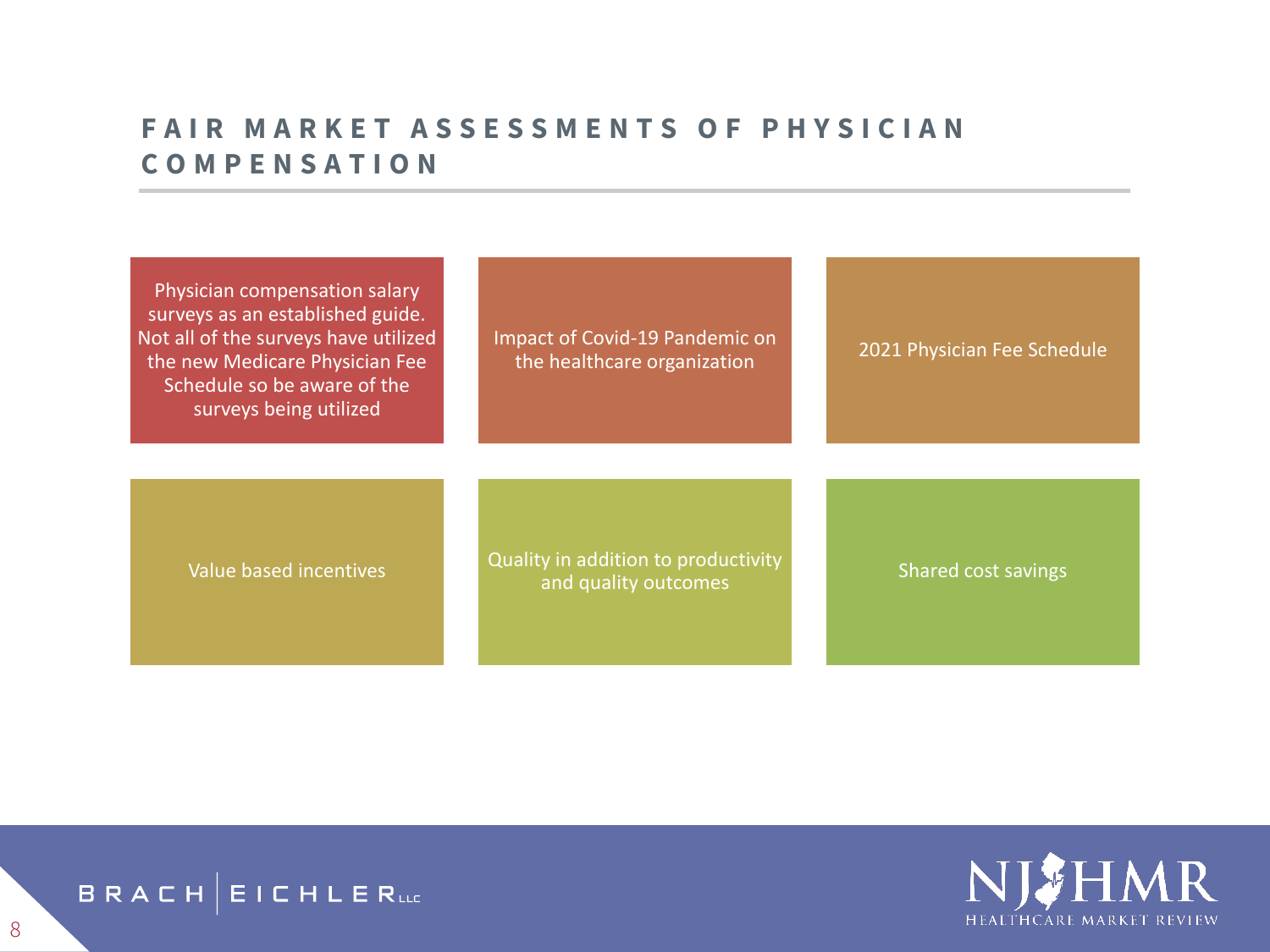# FAIR MARKET ASSESSMENTS OF PHYSICIAN COMPENSATION

- Physician compensation salary surveys as an established guide. Not all of the surveys have utilized the new Medicare Physician Fee Schedule so be aware of the surveys being utilized
- Impact of Covid-19 Pandemic on the healthcare organization
- 2021 Physician Fee Schedule
- Value based incentives
- Quality in addition to productivity and quality outcomes
- Shared cost savings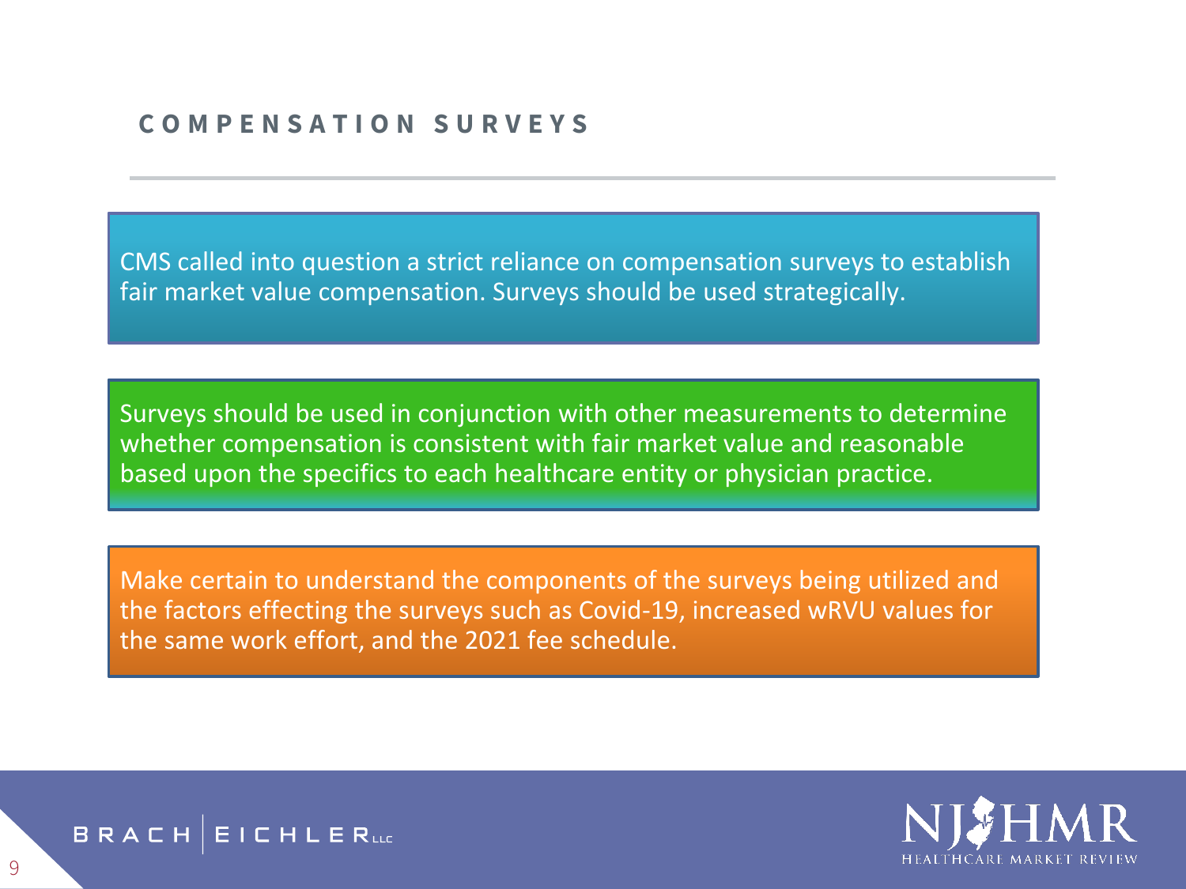## COMPENSATION SURVEYS

CMS called into question a strict reliance on compensation surveys to establish fair market value compensation. Surveys should be used strategically.

Surveys should be used in conjunction with other measurements to determine whether compensation is consistent with fair market value and reasonable based upon the specifics to each healthcare entity or physician practice.

Make certain to understand the components of the surveys being utilized and the factors effecting the surveys such as Covid-19, increased wRVU values for the same work effort, and the 2021 fee schedule.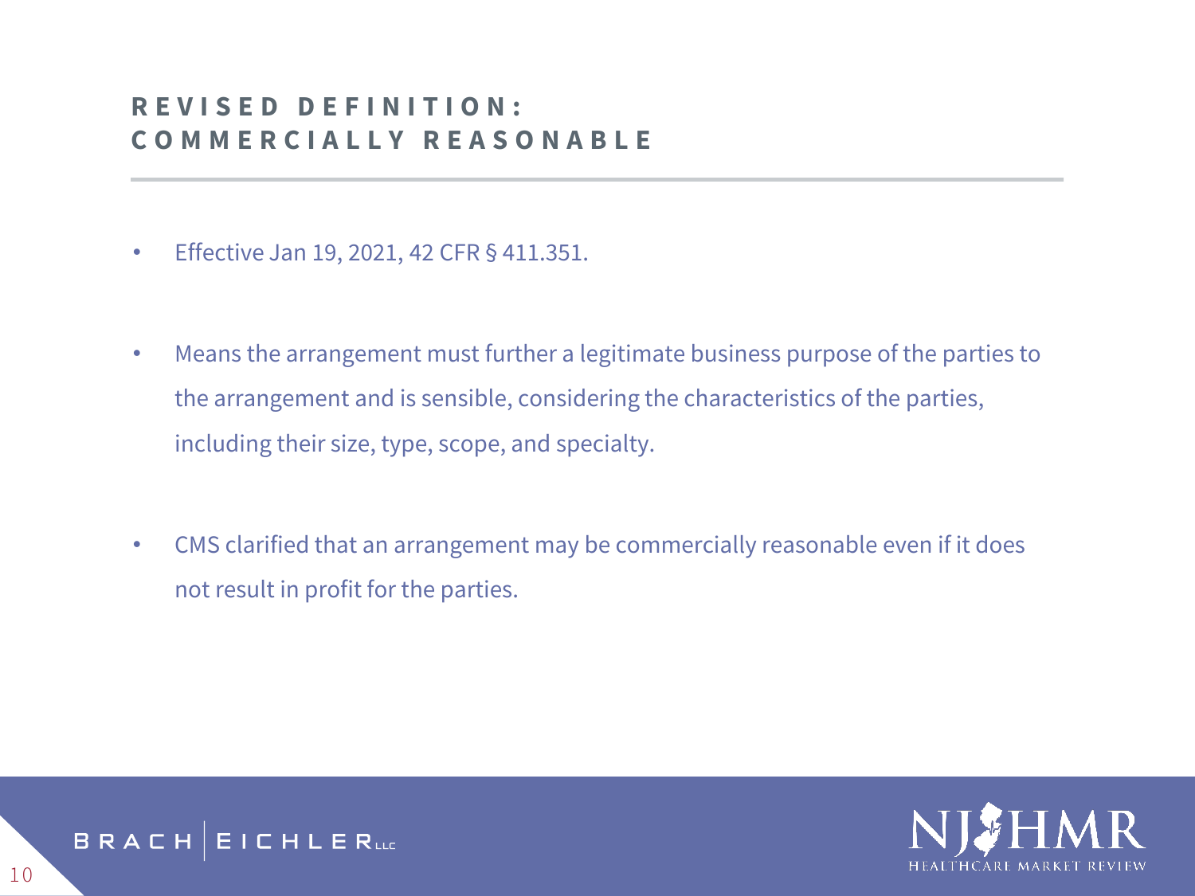## REVISED DEFINITION: COMMERCIALLY REASONABLE

- Effective Jan 19, 2021, 42 CFR § 411.351.
- Means the arrangement must further a legitimate business purpose of the parties to the arrangement and is sensible, considering the characteristics of the parties, including their size, type, scope, and specialty.
- CMS clarified that an arrangement may be commercially reasonable even if it does not result in profit for the parties.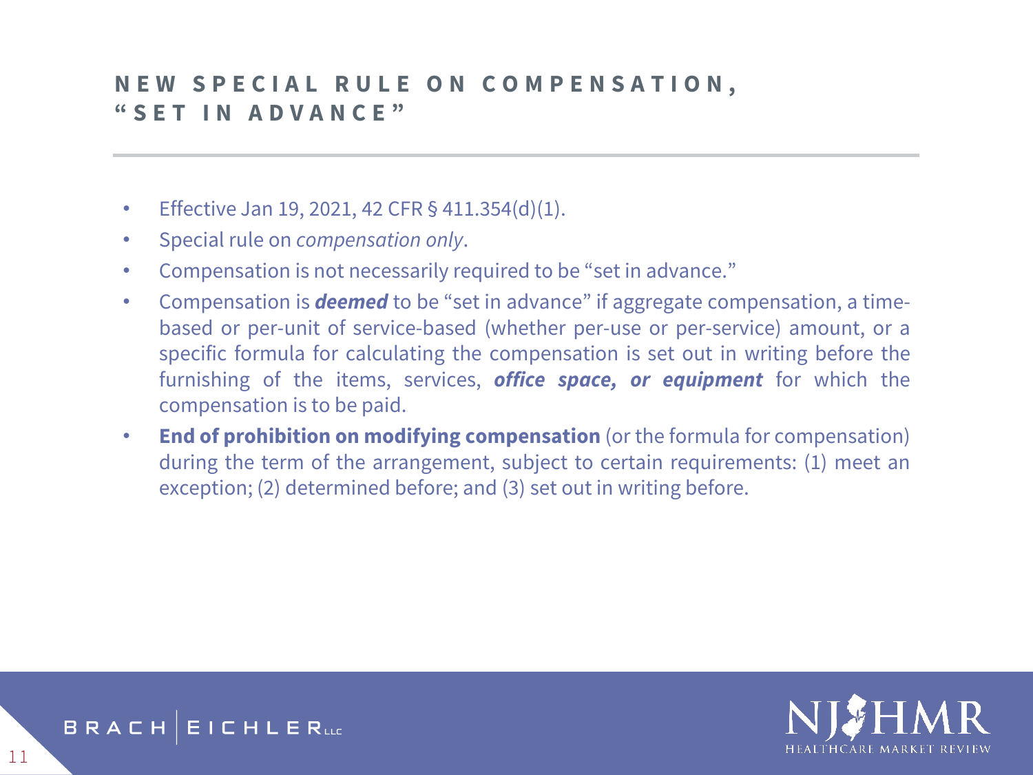## NEW SPECIAL RULE ON COMPENSATION, "SET IN ADVANCE"

- Effective Jan 19, 2021, 42 CFR § 411.354(d)(1).
- Special rule on *compensation only*.
- Compensation is not necessarily required to be "set in advance."
- Compensation is ***deemed*** to be "set in advance" if aggregate compensation, a time-based or per-unit of service-based (whether per-use or per-service) amount, or a specific formula for calculating the compensation is set out in writing before the furnishing of the items, services, ***office space, or equipment*** for which the compensation is to be paid.
- **End of prohibition on modifying compensation** (or the formula for compensation) during the term of the arrangement, subject to certain requirements: (1) meet an exception; (2) determined before; and (3) set out in writing before.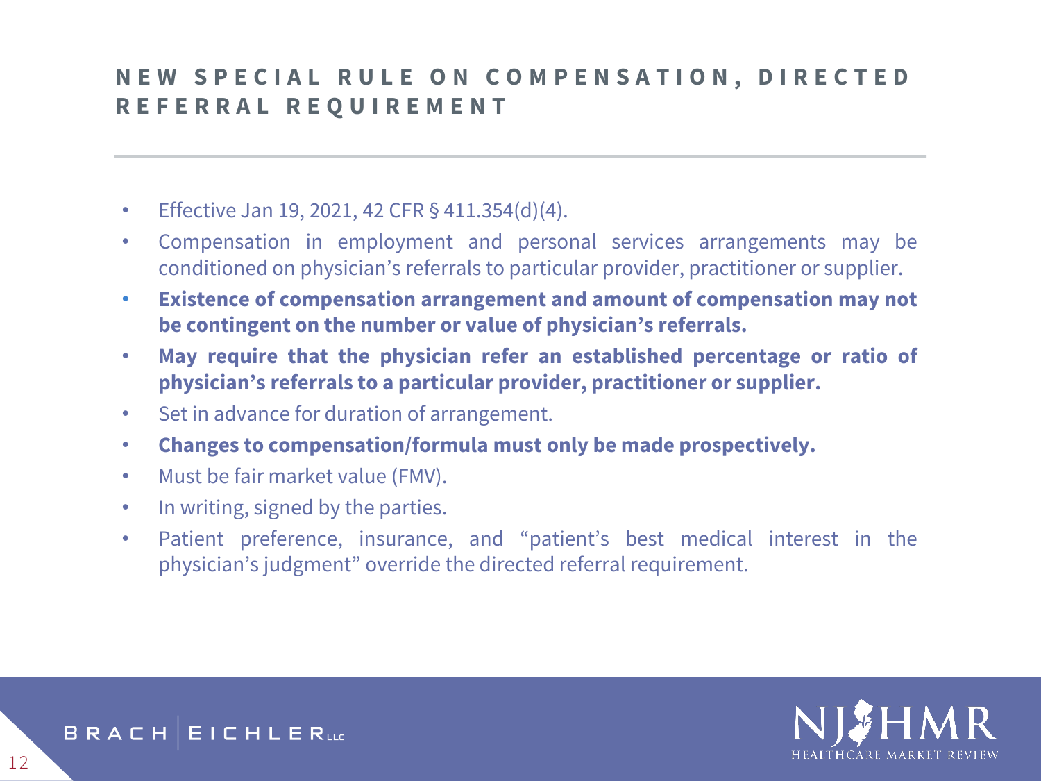## NEW SPECIAL RULE ON COMPENSATION, DIRECTED REFERRAL REQUIREMENT

- Effective Jan 19, 2021, 42 CFR § 411.354(d)(4).
- Compensation in employment and personal services arrangements may be conditioned on physician's referrals to particular provider, practitioner or supplier.
- **Existence of compensation arrangement and amount of compensation may not be contingent on the number or value of physician's referrals.**
- **May require that the physician refer an established percentage or ratio of physician's referrals to a particular provider, practitioner or supplier.**
- Set in advance for duration of arrangement.
- **Changes to compensation/formula must only be made prospectively.**
- Must be fair market value (FMV).
- In writing, signed by the parties.
- Patient preference, insurance, and "patient's best medical interest in the physician's judgment" override the directed referral requirement.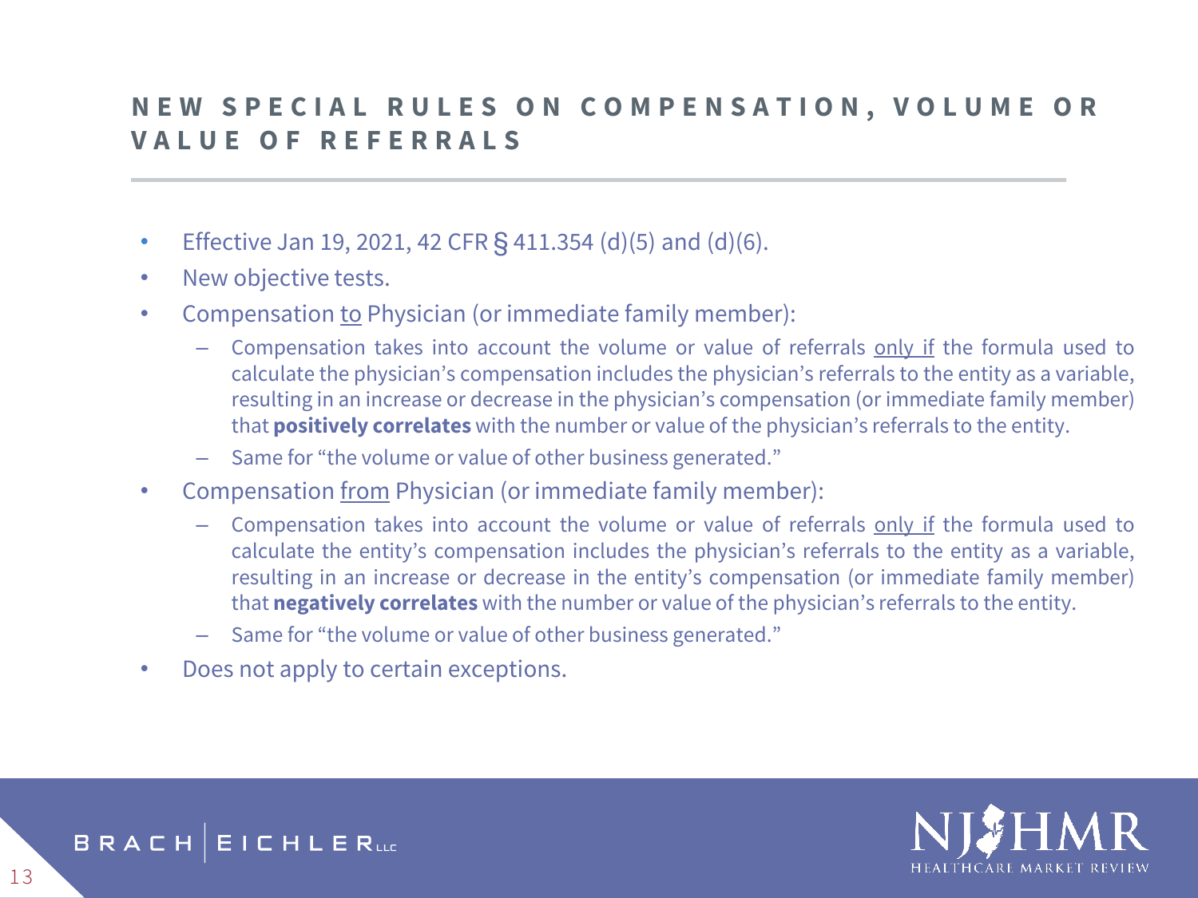## NEW SPECIAL RULES ON COMPENSATION, VOLUME OR VALUE OF REFERRALS

- Effective Jan 19, 2021, 42 CFR § 411.354 (d)(5) and (d)(6).
- New objective tests.
- Compensation <u>to</u> Physician (or immediate family member):
  - Compensation takes into account the volume or value of referrals <u>only if</u> the formula used to calculate the physician's compensation includes the physician's referrals to the entity as a variable, resulting in an increase or decrease in the physician's compensation (or immediate family member) that **positively correlates** with the number or value of the physician's referrals to the entity.
  - Same for "the volume or value of other business generated."
- Compensation <u>from</u> Physician (or immediate family member):
  - Compensation takes into account the volume or value of referrals <u>only if</u> the formula used to calculate the entity's compensation includes the physician's referrals to the entity as a variable, resulting in an increase or decrease in the entity's compensation (or immediate family member) that **negatively correlates** with the number or value of the physician's referrals to the entity.
  - Same for "the volume or value of other business generated."
- Does not apply to certain exceptions.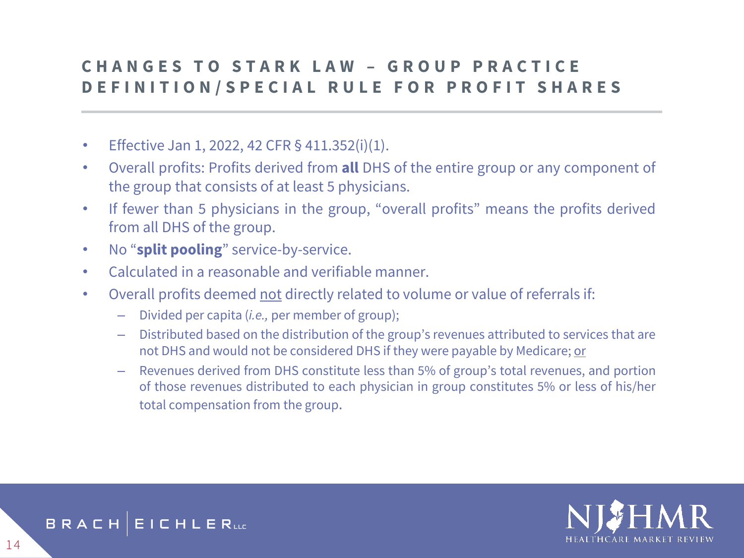# CHANGES TO STARK LAW – GROUP PRACTICE DEFINITION/SPECIAL RULE FOR PROFIT SHARES

- Effective Jan 1, 2022, 42 CFR § 411.352(i)(1).
- Overall profits: Profits derived from **all** DHS of the entire group or any component of the group that consists of at least 5 physicians.
- If fewer than 5 physicians in the group, "overall profits" means the profits derived from all DHS of the group.
- No "**split pooling**" service-by-service.
- Calculated in a reasonable and verifiable manner.
- Overall profits deemed <u>not</u> directly related to volume or value of referrals if:
  - Divided per capita (*i.e.,* per member of group);
  - Distributed based on the distribution of the group's revenues attributed to services that are not DHS and would not be considered DHS if they were payable by Medicare; <u>or</u>
  - Revenues derived from DHS constitute less than 5% of group's total revenues, and portion of those revenues distributed to each physician in group constitutes 5% or less of his/her total compensation from the group.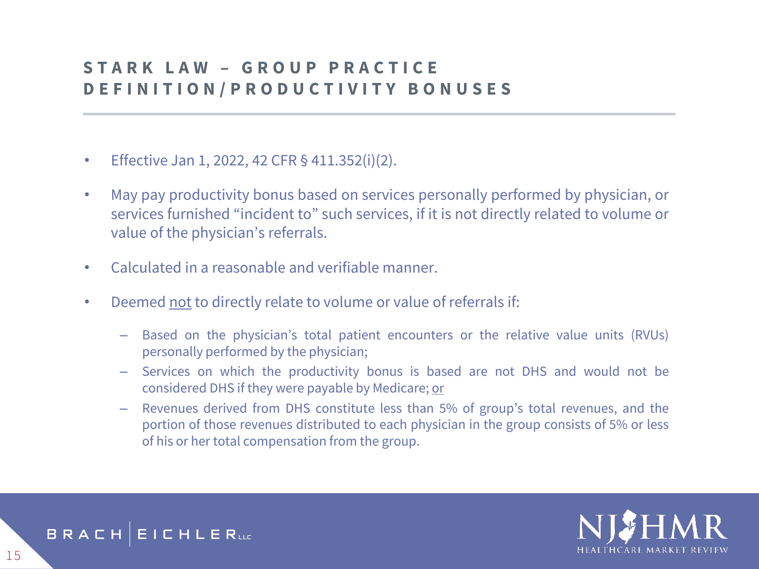# STARK LAW – GROUP PRACTICE DEFINITION/PRODUCTIVITY BONUSES

- Effective Jan 1, 2022, 42 CFR § 411.352(i)(2).
- May pay productivity bonus based on services personally performed by physician, or services furnished "incident to" such services, if it is not directly related to volume or value of the physician's referrals.
- Calculated in a reasonable and verifiable manner.
- Deemed <u>not</u> to directly relate to volume or value of referrals if:
  - Based on the physician's total patient encounters or the relative value units (RVUs) personally performed by the physician;
  - Services on which the productivity bonus is based are not DHS and would not be considered DHS if they were payable by Medicare; <u>or</u>
  - Revenues derived from DHS constitute less than 5% of group's total revenues, and the portion of those revenues distributed to each physician in the group consists of 5% or less of his or her total compensation from the group.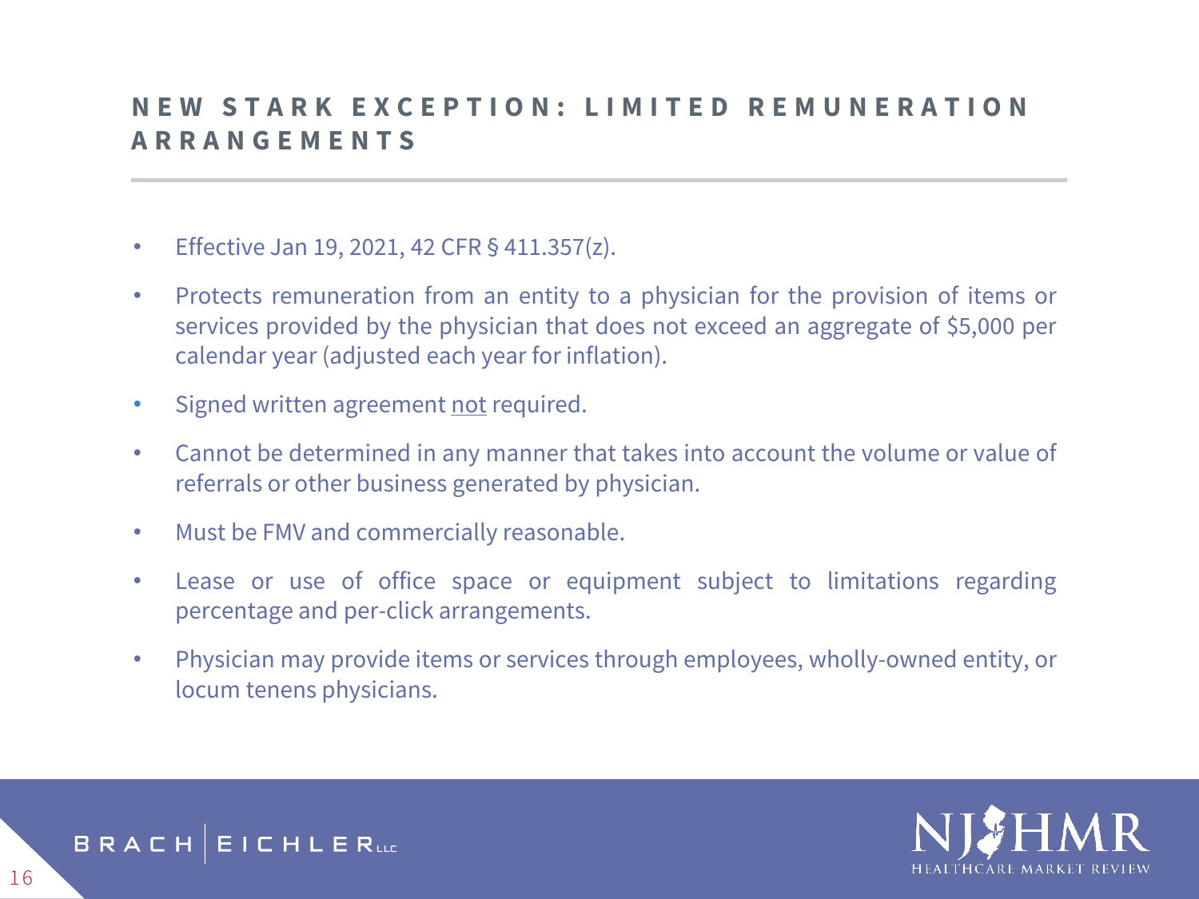## NEW STARK EXCEPTION: LIMITED REMUNERATION ARRANGEMENTS

- Effective Jan 19, 2021, 42 CFR § 411.357(z).
- Protects remuneration from an entity to a physician for the provision of items or services provided by the physician that does not exceed an aggregate of $5,000 per calendar year (adjusted each year for inflation).
- Signed written agreement <u>not</u> required.
- Cannot be determined in any manner that takes into account the volume or value of referrals or other business generated by physician.
- Must be FMV and commercially reasonable.
- Lease or use of office space or equipment subject to limitations regarding percentage and per-click arrangements.
- Physician may provide items or services through employees, wholly-owned entity, or locum tenens physicians.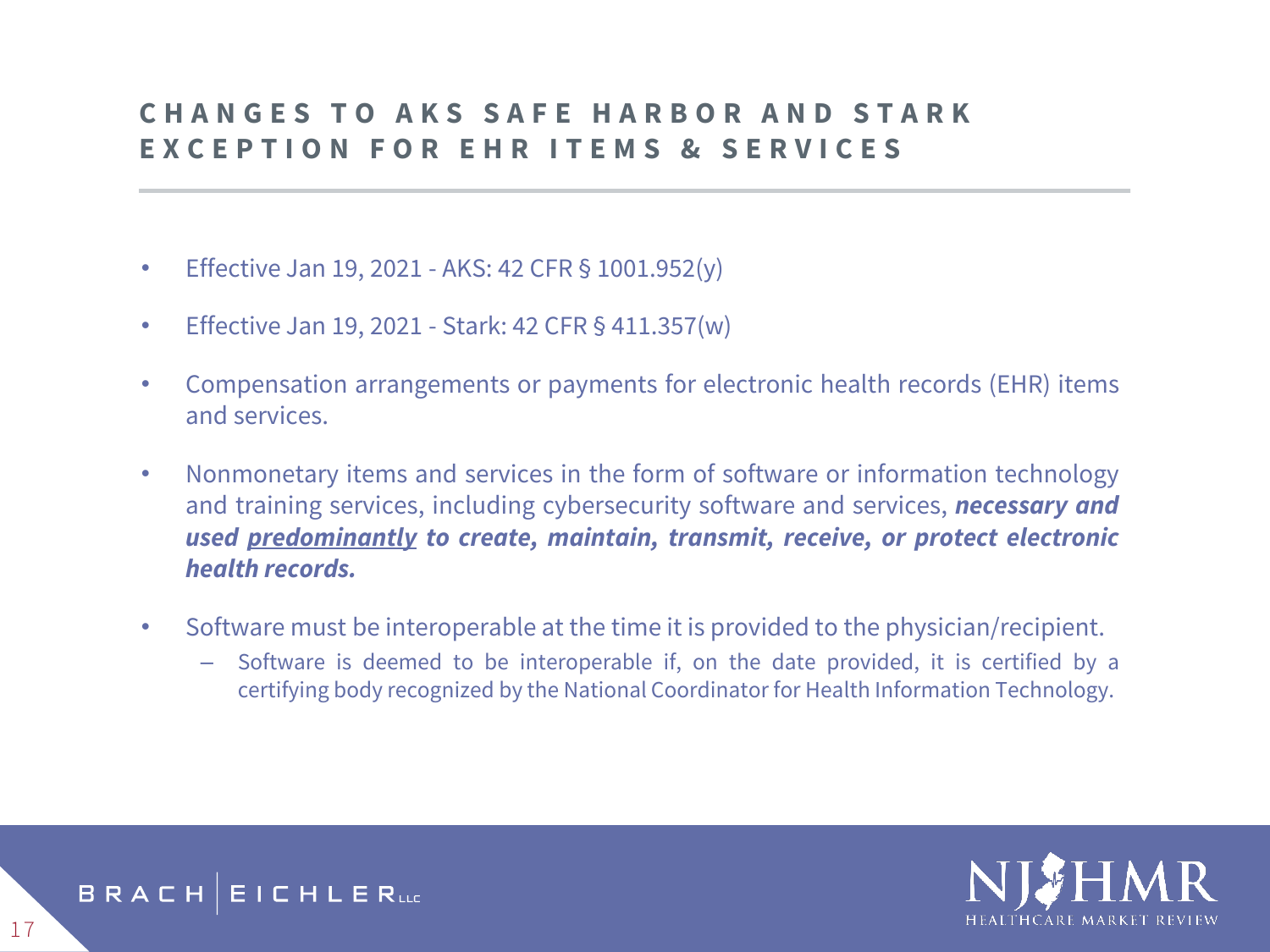## CHANGES TO AKS SAFE HARBOR AND STARK EXCEPTION FOR EHR ITEMS & SERVICES

- Effective Jan 19, 2021 - AKS: 42 CFR § 1001.952(y)
- Effective Jan 19, 2021 - Stark: 42 CFR § 411.357(w)
- Compensation arrangements or payments for electronic health records (EHR) items and services.
- Nonmonetary items and services in the form of software or information technology and training services, including cybersecurity software and services, ***necessary and used <u>predominantly</u> to create, maintain, transmit, receive, or protect electronic health records.***
- Software must be interoperable at the time it is provided to the physician/recipient.
  - Software is deemed to be interoperable if, on the date provided, it is certified by a certifying body recognized by the National Coordinator for Health Information Technology.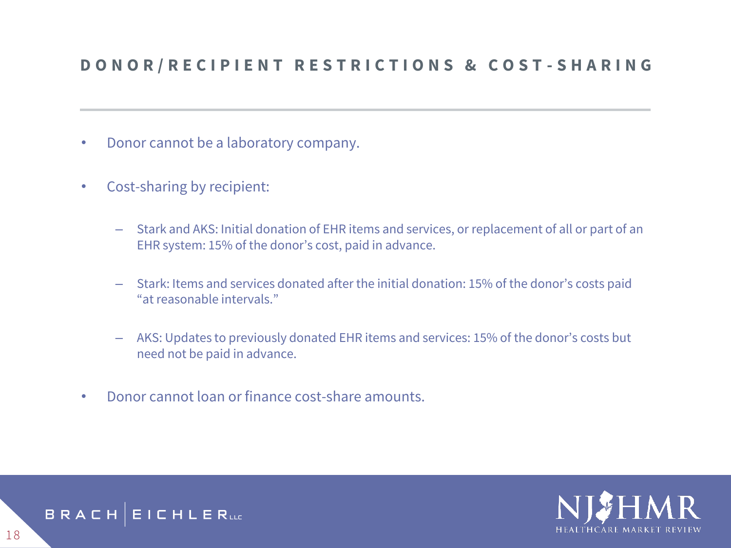## DONOR/RECIPIENT RESTRICTIONS & COST-SHARING

- Donor cannot be a laboratory company.
- Cost-sharing by recipient:
  - Stark and AKS: Initial donation of EHR items and services, or replacement of all or part of an EHR system: 15% of the donor's cost, paid in advance.
  - Stark: Items and services donated after the initial donation: 15% of the donor's costs paid "at reasonable intervals."
  - AKS: Updates to previously donated EHR items and services: 15% of the donor's costs but need not be paid in advance.
- Donor cannot loan or finance cost-share amounts.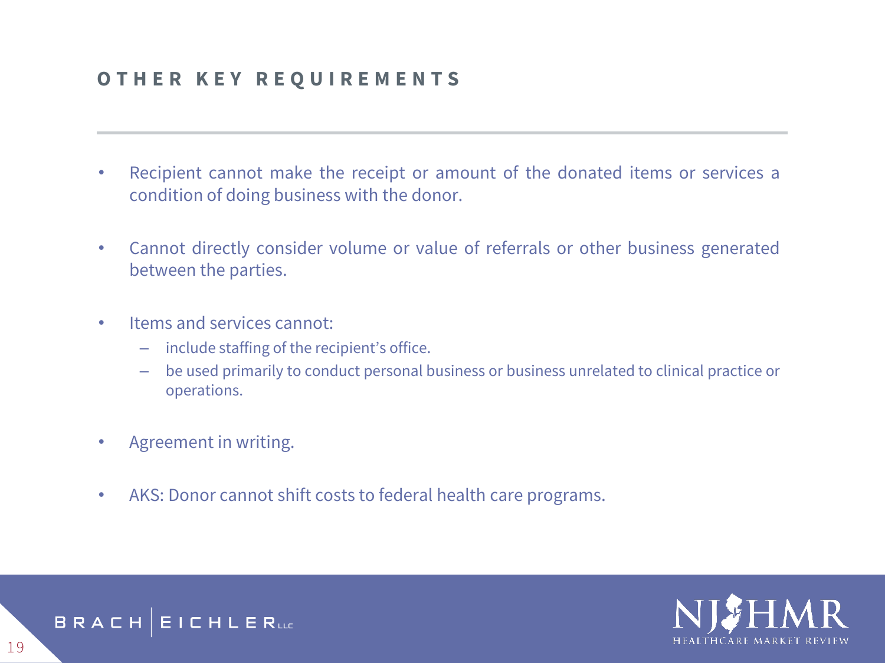## OTHER KEY REQUIREMENTS

- Recipient cannot make the receipt or amount of the donated items or services a condition of doing business with the donor.
- Cannot directly consider volume or value of referrals or other business generated between the parties.
- Items and services cannot:
  - include staffing of the recipient's office.
  - be used primarily to conduct personal business or business unrelated to clinical practice or operations.
- Agreement in writing.
- AKS: Donor cannot shift costs to federal health care programs.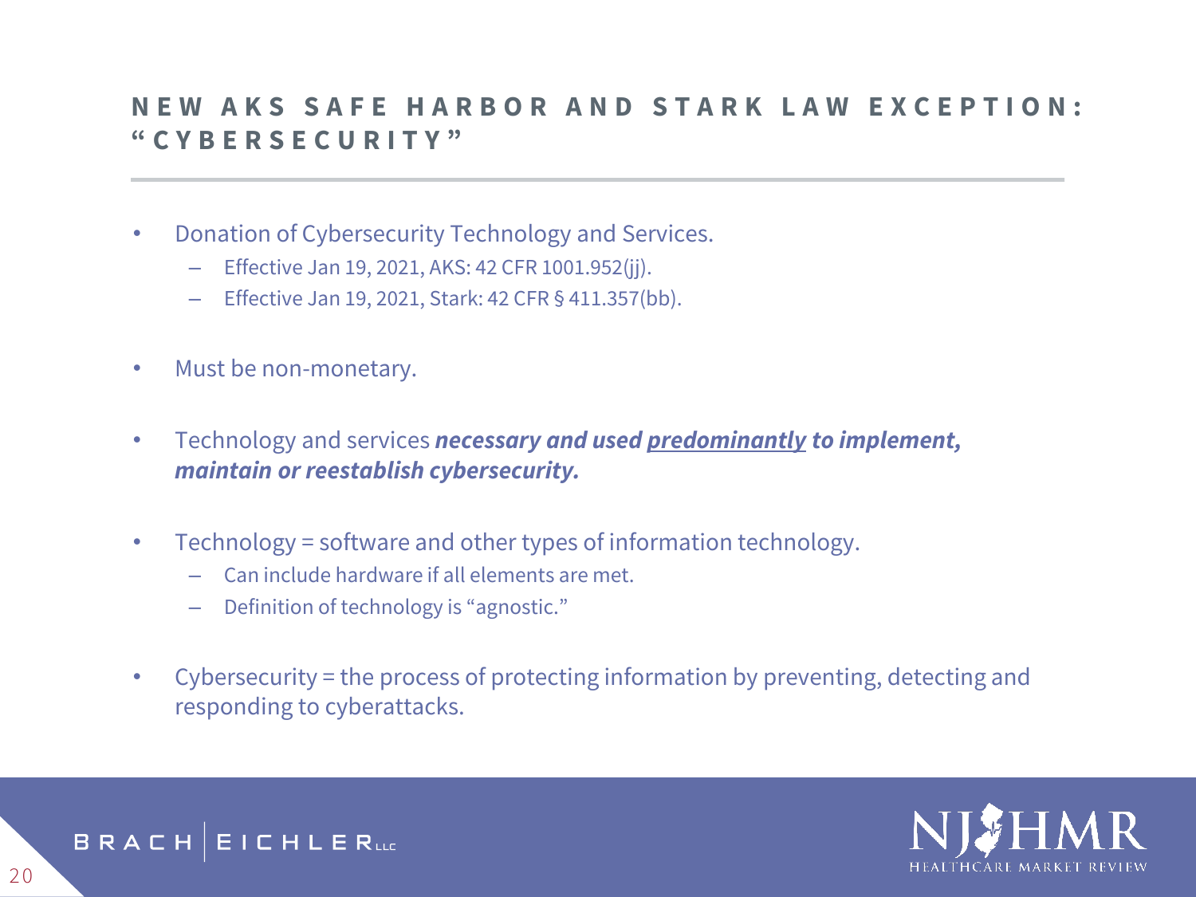## NEW AKS SAFE HARBOR AND STARK LAW EXCEPTION: "CYBERSECURITY"

- Donation of Cybersecurity Technology and Services.
  - Effective Jan 19, 2021, AKS: 42 CFR 1001.952(jj).
  - Effective Jan 19, 2021, Stark: 42 CFR § 411.357(bb).

- Must be non-monetary.

- Technology and services ***necessary and used <u>predominantly</u> to implement, maintain or reestablish cybersecurity.***

- Technology = software and other types of information technology.
  - Can include hardware if all elements are met.
  - Definition of technology is "agnostic."

- Cybersecurity = the process of protecting information by preventing, detecting and responding to cyberattacks.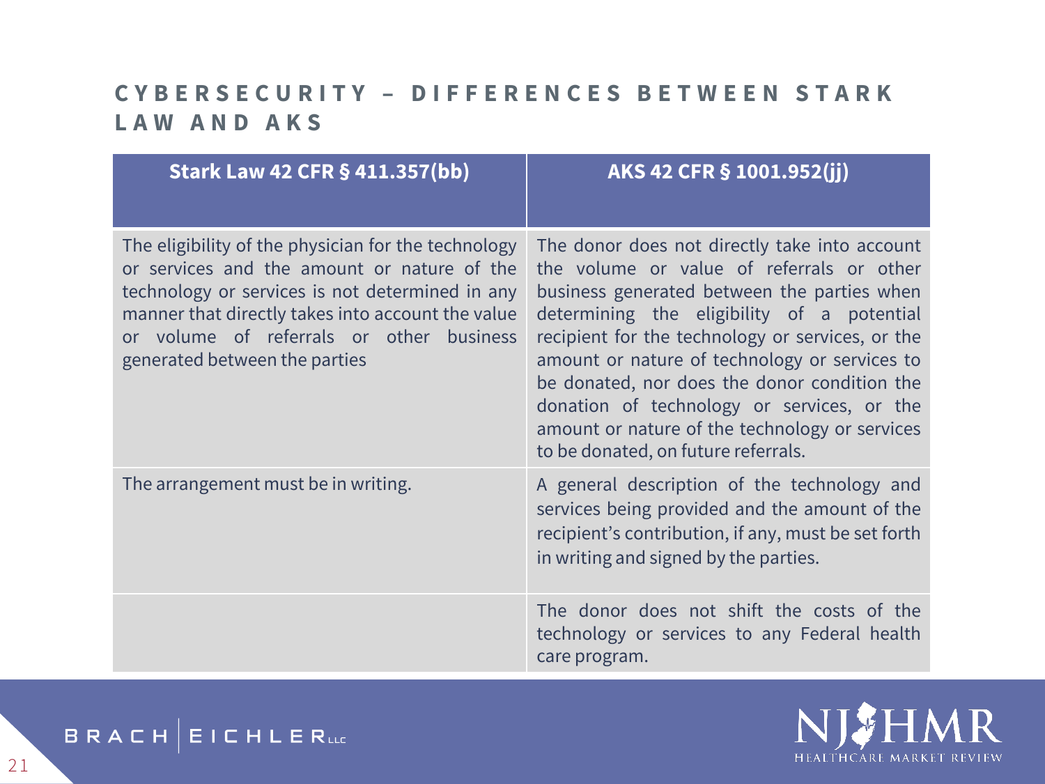## CYBERSECURITY – DIFFERENCES BETWEEN STARK LAW AND AKS

| Stark Law 42 CFR § 411.357(bb) | AKS 42 CFR § 1001.952(jj) |
|---|---|
| The eligibility of the physician for the technology or services and the amount or nature of the technology or services is not determined in any manner that directly takes into account the value or volume of referrals or other business generated between the parties | The donor does not directly take into account the volume or value of referrals or other business generated between the parties when determining the eligibility of a potential recipient for the technology or services, or the amount or nature of technology or services to be donated, nor does the donor condition the donation of technology or services, or the amount or nature of the technology or services to be donated, on future referrals. |
| The arrangement must be in writing. | A general description of the technology and services being provided and the amount of the recipient's contribution, if any, must be set forth in writing and signed by the parties. |
| | The donor does not shift the costs of the technology or services to any Federal health care program. |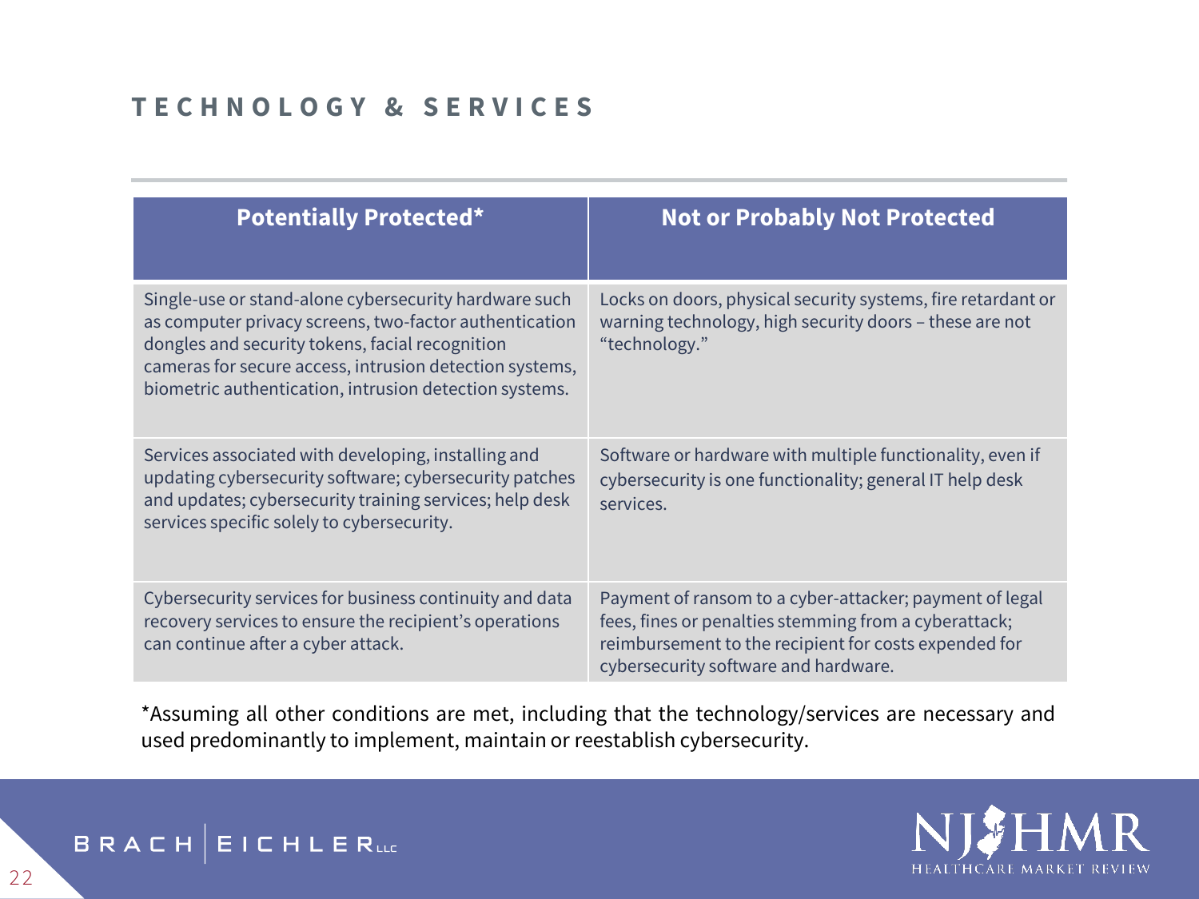# TECHNOLOGY & SERVICES

| Potentially Protected* | Not or Probably Not Protected |
|---|---|
| Single-use or stand-alone cybersecurity hardware such as computer privacy screens, two-factor authentication dongles and security tokens, facial recognition cameras for secure access, intrusion detection systems, biometric authentication, intrusion detection systems. | Locks on doors, physical security systems, fire retardant or warning technology, high security doors – these are not "technology." |
| Services associated with developing, installing and updating cybersecurity software; cybersecurity patches and updates; cybersecurity training services; help desk services specific solely to cybersecurity. | Software or hardware with multiple functionality, even if cybersecurity is one functionality; general IT help desk services. |
| Cybersecurity services for business continuity and data recovery services to ensure the recipient's operations can continue after a cyber attack. | Payment of ransom to a cyber-attacker; payment of legal fees, fines or penalties stemming from a cyberattack; reimbursement to the recipient for costs expended for cybersecurity software and hardware. |

*Assuming all other conditions are met, including that the technology/services are necessary and used predominantly to implement, maintain or reestablish cybersecurity.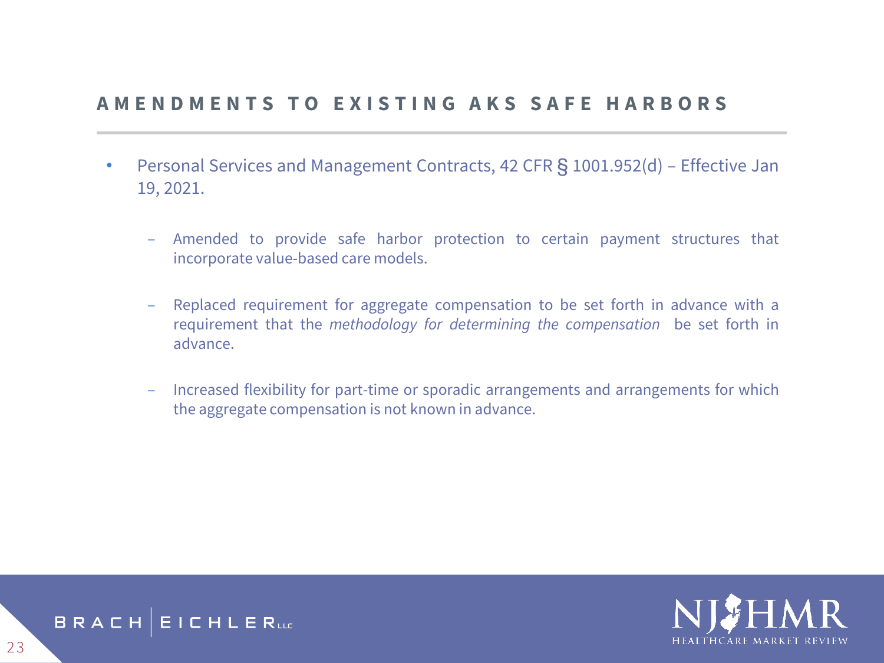## AMENDMENTS TO EXISTING AKS SAFE HARBORS

- Personal Services and Management Contracts, 42 CFR § 1001.952(d) – Effective Jan 19, 2021.
  - Amended to provide safe harbor protection to certain payment structures that incorporate value-based care models.
  - Replaced requirement for aggregate compensation to be set forth in advance with a requirement that the *methodology for determining the compensation* be set forth in advance.
  - Increased flexibility for part-time or sporadic arrangements and arrangements for which the aggregate compensation is not known in advance.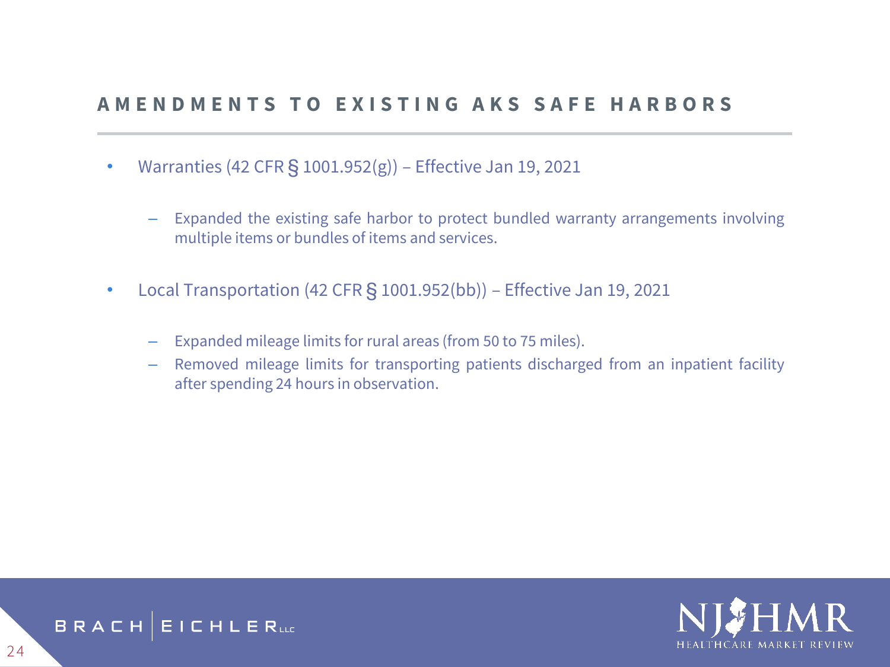# AMENDMENTS TO EXISTING AKS SAFE HARBORS

- Warranties (42 CFR § 1001.952(g)) – Effective Jan 19, 2021
  - Expanded the existing safe harbor to protect bundled warranty arrangements involving multiple items or bundles of items and services.
- Local Transportation (42 CFR § 1001.952(bb)) – Effective Jan 19, 2021
  - Expanded mileage limits for rural areas (from 50 to 75 miles).
  - Removed mileage limits for transporting patients discharged from an inpatient facility after spending 24 hours in observation.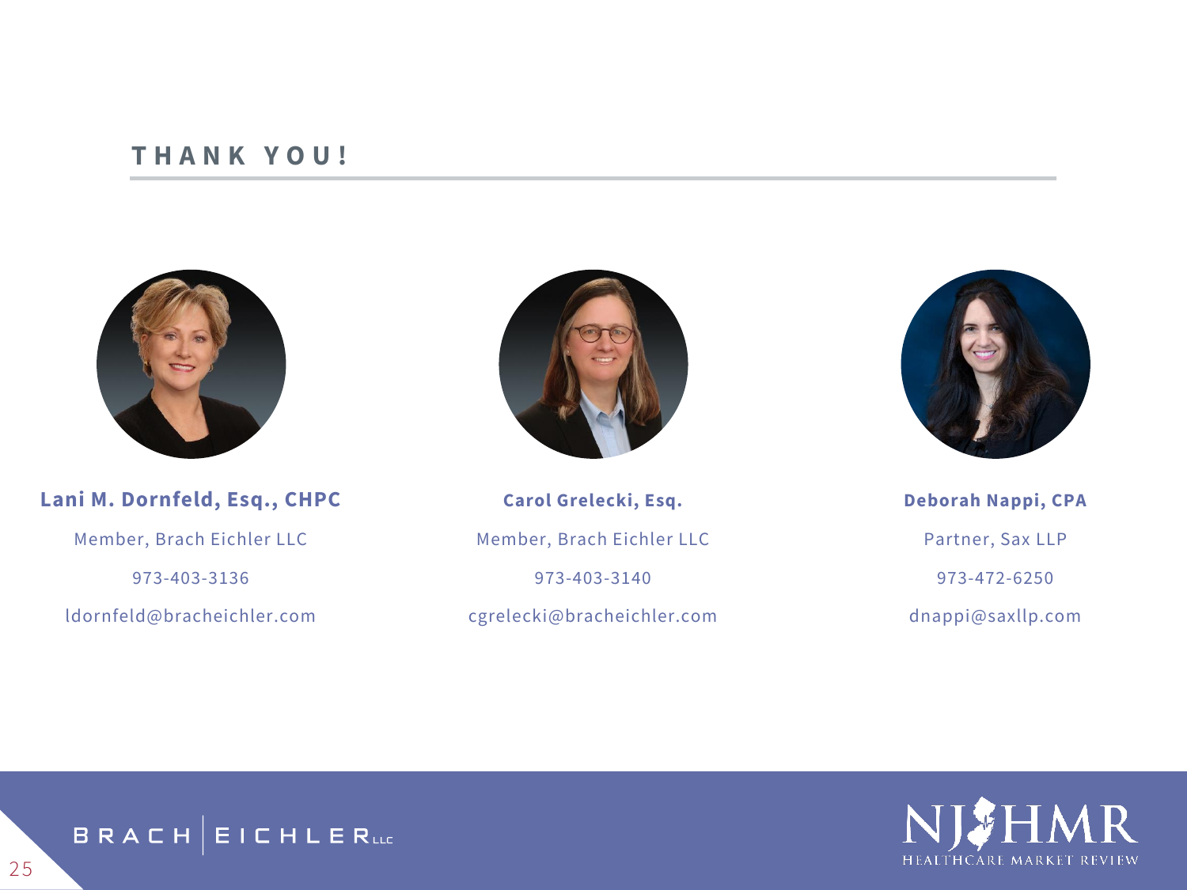## THANK YOU!

**Lani M. Dornfeld, Esq., CHPC**

Member, Brach Eichler LLC

973-403-3136

ldornfeld@bracheichler.com

**Carol Grelecki, Esq.**

Member, Brach Eichler LLC

973-403-3140

cgrelecki@bracheichler.com

**Deborah Nappi, CPA**

Partner, Sax LLP

973-472-6250

dnappi@saxllp.com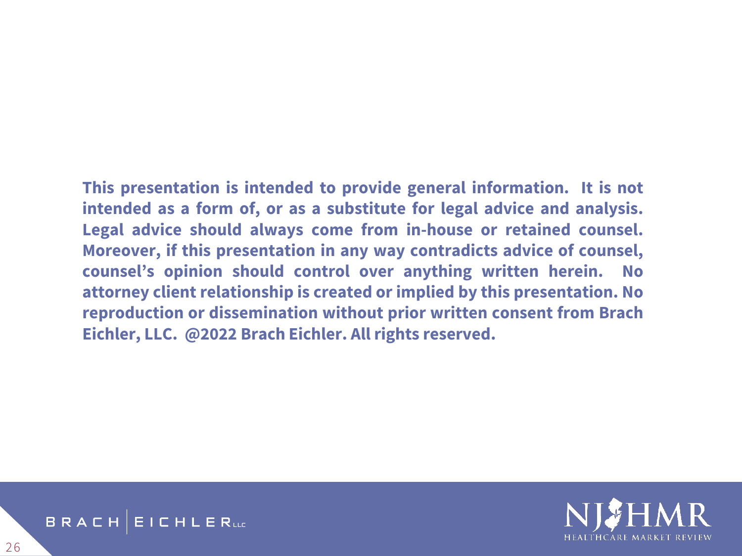**This presentation is intended to provide general information. It is not intended as a form of, or as a substitute for legal advice and analysis. Legal advice should always come from in-house or retained counsel. Moreover, if this presentation in any way contradicts advice of counsel, counsel's opinion should control over anything written herein. No attorney client relationship is created or implied by this presentation. No reproduction or dissemination without prior written consent from Brach Eichler, LLC. @2022 Brach Eichler. All rights reserved.**